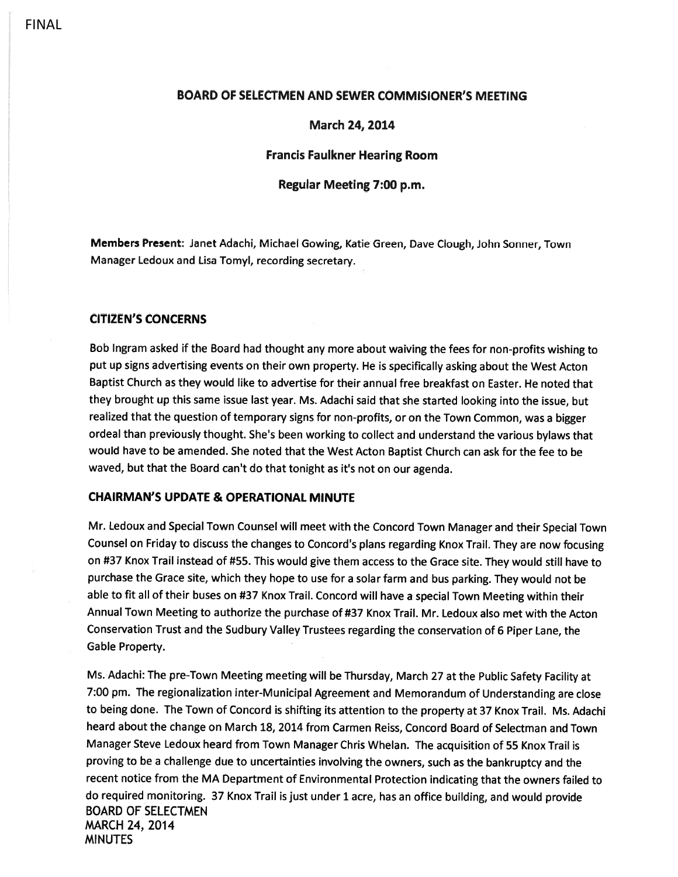FINAL

# BOARD OF SELECTMEN AND SEWER COMMISIONER'S MEETING

**March 24, 2014**

**Francis Faulkner Hearing Room**

**Regular Meeting 7:00 p.m.**

**Members Present:** Janet Adachi, Michael Gowing, Katie Green, Dave Clough, John Sonner, Town Manager Ledoux and Lisa Tomyl, recording secretary.

## CITIZEN'S CONCERNS

Bob Ingram asked if the Board had thought any more about waiving the fees for non-profits wishing to put up signs advertising events on their own property. He is specifically asking about the West Acton Baptist Church as they would like to advertise for their annual free breakfast on Easter. He noted that they brought up this same issue last year. Ms. Adachi said that she started looking into the issue, but realized that the question of temporary signs for non-profits, or on the Town Common, was a bigger ordeal than previously thought. She's been working to collect and understand the various bylaws that would have to be amended. She noted that the West Acton Baptist Church can ask for the fee to be waved, but that the Board can't do that tonight as it's not on our agenda.

## CHAIRMAN'S UPDATE & OPERATIONAL MINUTE

Mr. Ledoux and Special Town Counsel will meet with the Concord Town Manager and their Special Town Counsel on Friday to discuss the changes to Concord's plans regarding Knox Trail. They are now focusing on #37 Knox Trail instead of #55. This would give them access to the Grace site. They would still have to purchase the Grace site, which they hope to use for a solar farm and bus parking. They would not be able to fit all of their buses on #37 Knox Trail. Concord will have a special Town Meeting within their Annual Town Meeting to authorize the purchase of #37 Knox Trail. Mr. Ledoux also met with the Acton Conservation Trust and the Sudbury Valley Trustees regarding the conservation of 6 Piper Lane, the Gable Property.

Ms. Adachi: The pre-Town Meeting meeting will be Thursday, March 27 at the Public Safety Facility at 7:00 pm. The regionalization inter-Municipal Agreement and Memorandum of Understanding are close to being done. The Town of Concord is shifting its attention to the property at 37 Knox Trail. Ms. Adachi heard about the change on March 18, 2014 from Carmen Reiss, Concord Board of Selectman and Town Manager Steve Ledoux heard from Town Manager Chris Whelan. The acquisition of 55 Knox Trail is proving to be a challenge due to uncertainties involving the owners, such as the bankruptcy and the recent notice from the MA Department of Environmental Protection indicating that the owners failed to do required monitoring. 37 Knox Trail is just under 1 acre, has an office building, and would provide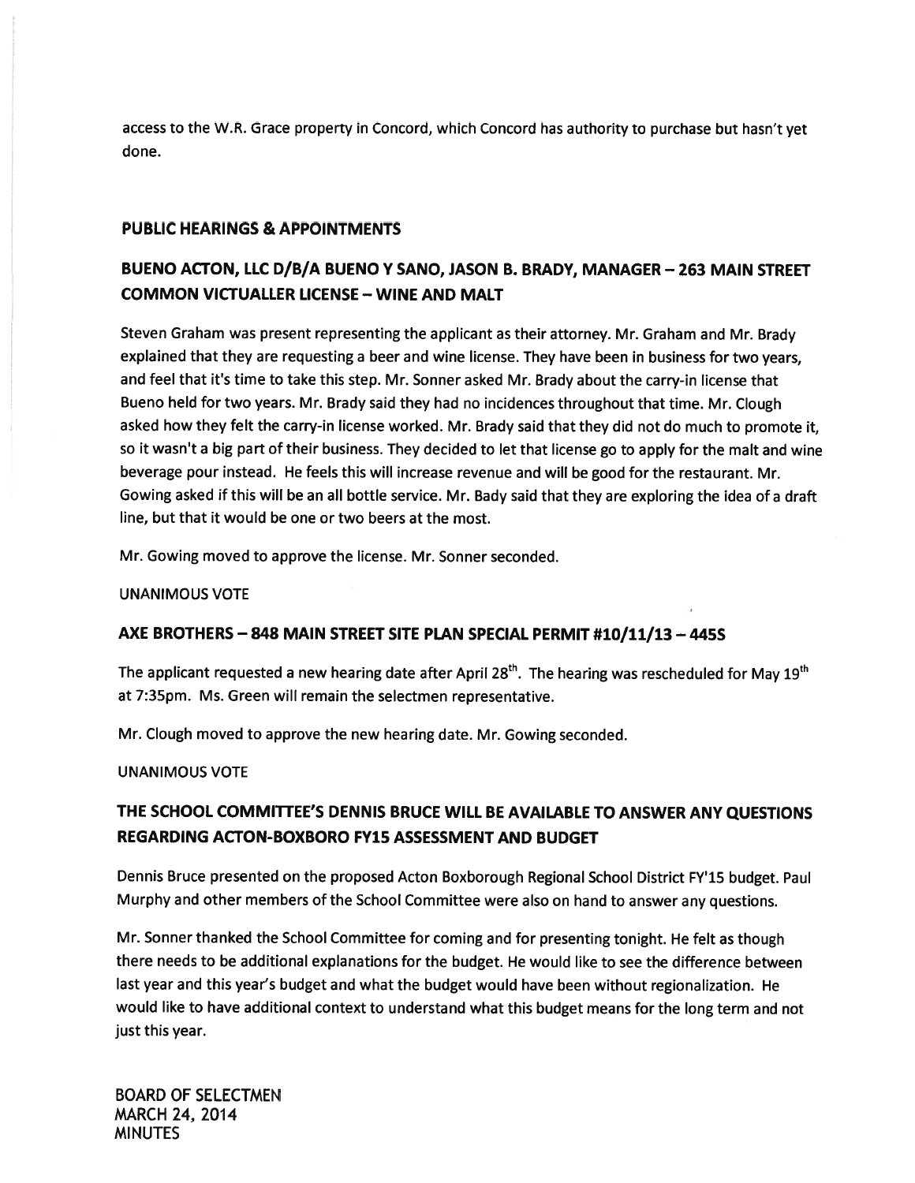access to the W.R. Grace property in Concord, which Concord has authority to purchase but hasn't yet done.

## PUBLIC HEARINGS & APPOINTMENTS

### BUENO ACTON, LLC D/B/A BUENO Y SANO, JASON B. BRADY, MANAGER – 263 MAIN STREET COMMON VICTUALLER LICENSE – WINE AND MALT

Steven Graham was present representing the applicant as their attorney. Mr. Graham and Mr. Brady explained that they are requesting a beer and wine license. They have been in business for two years, and feel that it's time to take this step. Mr. Sonner asked Mr. Brady about the carry-in license that Bueno held for two years. Mr. Brady said they had no incidences throughout that time. Mr. Clough asked how they felt the carry-in license worked. Mr. Brady said that they did not do much to promote it, so it wasn't a big part of their business. They decided to let that license go to apply for the malt and wine beverage pour instead. He feels this will increase revenue and will be good for the restaurant. Mr. Gowing asked if this will be an all bottle service. Mr. Bady said that they are exploring the idea of a draft line, but that it would be one or two beers at the most.

Mr. Gowing moved to approve the license. Mr. Sonner seconded.

UNANIMOUS VOTE

### AXE BROTHERS – 848 MAIN STREET SITE PLAN SPECIAL PERMIT #10/11/13 – 445S

The applicant requested a new hearing date after April 28th. The hearing was rescheduled for May 19th at 7:35pm. Ms. Green will remain the selectmen representative.

Mr. Clough moved to approve the new hearing date. Mr. Gowing seconded.

UNANIMOUS VOTE

### THE SCHOOL COMMITTEE'S DENNIS BRUCE WILL BE AVAILABLE TO ANSWER ANY QUESTIONS REGARDING ACTON-BOXBORO FY15 ASSESSMENT AND BUDGET

Dennis Bruce presented on the proposed Acton Boxborough Regional School District FY'15 budget. Paul Murphy and other members of the School Committee were also on hand to answer any questions.

Mr. Sonner thanked the School Committee for coming and for presenting tonight. He felt as though there needs to be additional explanations for the budget. He would like to see the difference between last year and this year's budget and what the budget would have been without regionalization. He would like to have additional context to understand what this budget means for the long term and not just this year.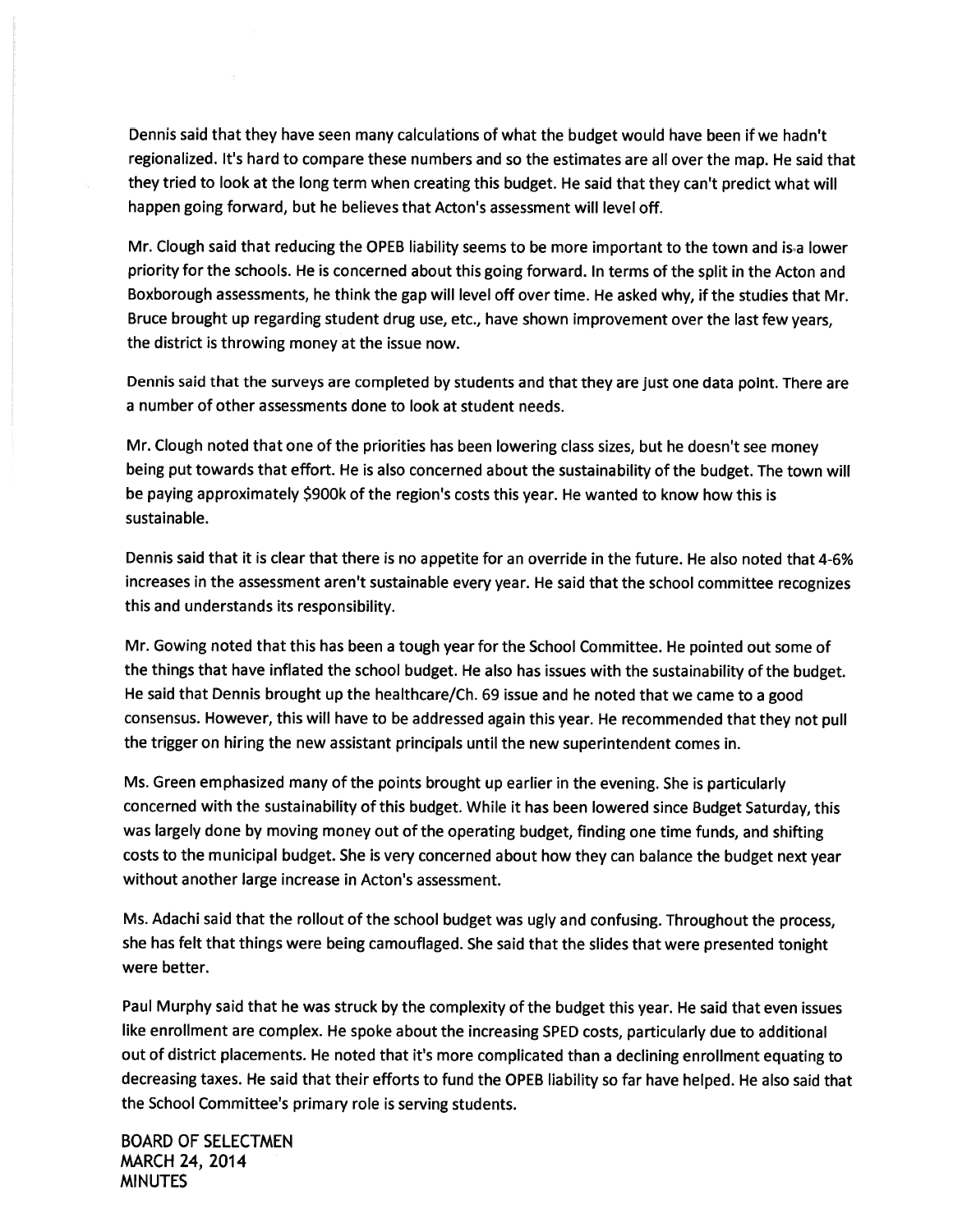Dennis said that they have seen many calculations of what the budget would have been if we hadn't regionalized. It's hard to compare these numbers and so the estimates are all over the map. He said that they tried to look at the long term when creating this budget. He said that they can't predict what will happen going forward, but he believes that Acton's assessment will level off.

Mr. Clough said that reducing the OPEB liability seems to be more important to the town and is a lower priority for the schools. He is concerned about this going forward. In terms of the split in the Acton and Boxborough assessments, he think the gap will level off over time. He asked why, if the studies that Mr. Bruce brought up regarding student drug use, etc., have shown improvement over the last few years, the district is throwing money at the issue now.

Dennis said that the surveys are completed by students and that they are just one data point. There are a number of other assessments done to look at student needs.

Mr. Clough noted that one of the priorities has been lowering class sizes, but he doesn't see money being put towards that effort. He is also concerned about the sustainability of the budget. The town will be paying approximately $900k of the region's costs this year. He wanted to know how this is sustainable.

Dennis said that it is clear that there is no appetite for an override in the future. He also noted that 4-6% increases in the assessment aren't sustainable every year. He said that the school committee recognizes this and understands its responsibility.

Mr. Gowing noted that this has been a tough year for the School Committee. He pointed out some of the things that have inflated the school budget. He also has issues with the sustainability of the budget. He said that Dennis brought up the healthcare/Ch. 69 issue and he noted that we came to a good consensus. However, this will have to be addressed again this year. He recommended that they not pull the trigger on hiring the new assistant principals until the new superintendent comes in.

Ms. Green emphasized many of the points brought up earlier in the evening. She is particularly concerned with the sustainability of this budget. While it has been lowered since Budget Saturday, this was largely done by moving money out of the operating budget, finding one time funds, and shifting costs to the municipal budget. She is very concerned about how they can balance the budget next year without another large increase in Acton's assessment.

Ms. Adachi said that the rollout of the school budget was ugly and confusing. Throughout the process, she has felt that things were being camouflaged. She said that the slides that were presented tonight were better.

Paul Murphy said that he was struck by the complexity of the budget this year. He said that even issues like enrollment are complex. He spoke about the increasing SPED costs, particularly due to additional out of district placements. He noted that it's more complicated than a declining enrollment equating to decreasing taxes. He said that their efforts to fund the OPEB liability so far have helped. He also said that the School Committee's primary role is serving students.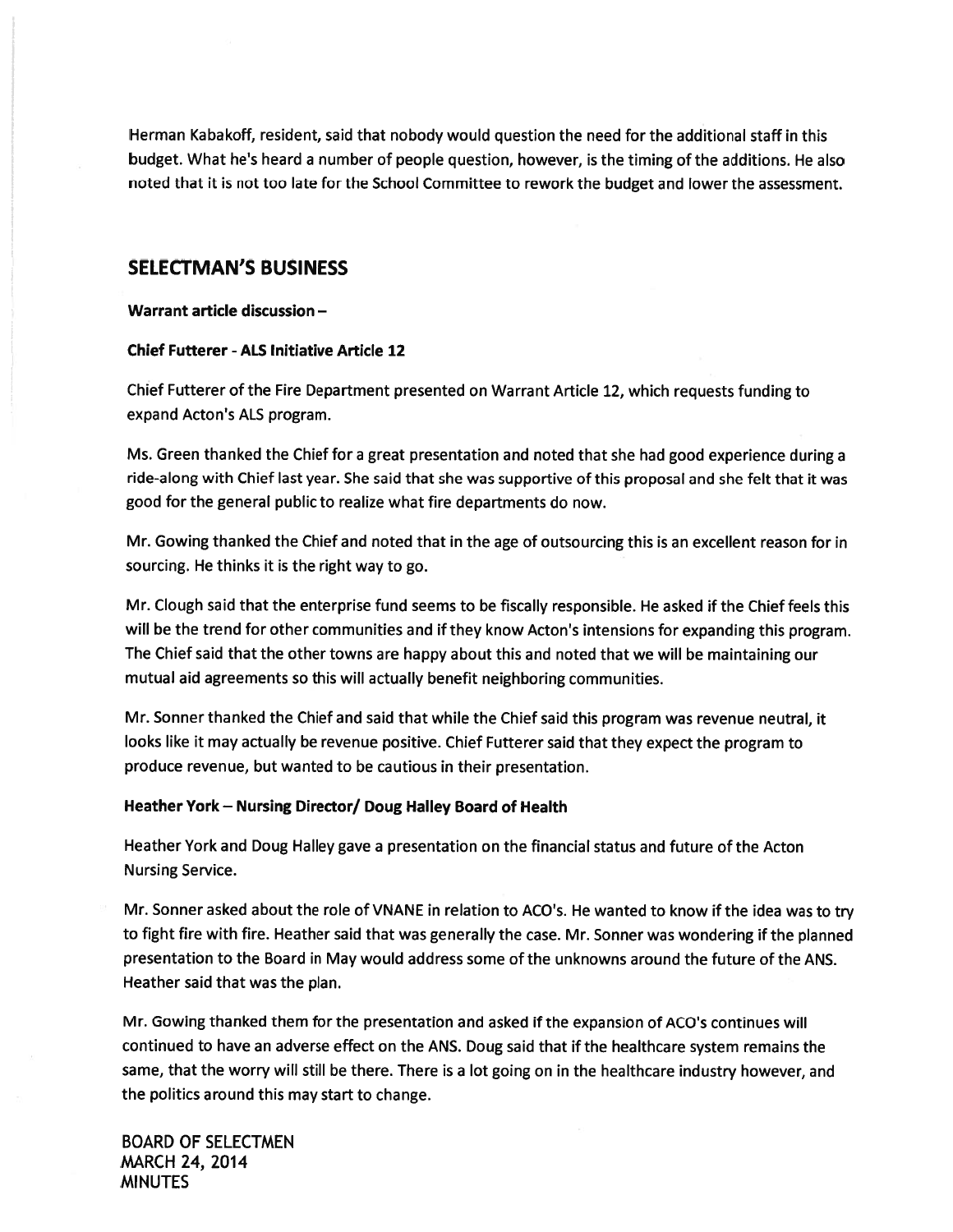Herman Kabakoff, resident, said that nobody would question the need for the additional staff in this budget. What he's heard a number of people question, however, is the timing of the additions. He also noted that it is not too late for the School Committee to rework the budget and lower the assessment.

## SELECTMAN'S BUSINESS

**Warrant article discussion –**

**Chief Futterer - ALS Initiative Article 12**

Chief Futterer of the Fire Department presented on Warrant Article 12, which requests funding to expand Acton's ALS program.

Ms. Green thanked the Chief for a great presentation and noted that she had good experience during a ride-along with Chief last year. She said that she was supportive of this proposal and she felt that it was good for the general public to realize what fire departments do now.

Mr. Gowing thanked the Chief and noted that in the age of outsourcing this is an excellent reason for in sourcing. He thinks it is the right way to go.

Mr. Clough said that the enterprise fund seems to be fiscally responsible. He asked if the Chief feels this will be the trend for other communities and if they know Acton's intensions for expanding this program. The Chief said that the other towns are happy about this and noted that we will be maintaining our mutual aid agreements so this will actually benefit neighboring communities.

Mr. Sonner thanked the Chief and said that while the Chief said this program was revenue neutral, it looks like it may actually be revenue positive. Chief Futterer said that they expect the program to produce revenue, but wanted to be cautious in their presentation.

**Heather York – Nursing Director/ Doug Halley Board of Health**

Heather York and Doug Halley gave a presentation on the financial status and future of the Acton Nursing Service.

Mr. Sonner asked about the role of VNANE in relation to ACO's. He wanted to know if the idea was to try to fight fire with fire. Heather said that was generally the case. Mr. Sonner was wondering if the planned presentation to the Board in May would address some of the unknowns around the future of the ANS. Heather said that was the plan.

Mr. Gowing thanked them for the presentation and asked if the expansion of ACO's continues will continued to have an adverse effect on the ANS. Doug said that if the healthcare system remains the same, that the worry will still be there. There is a lot going on in the healthcare industry however, and the politics around this may start to change.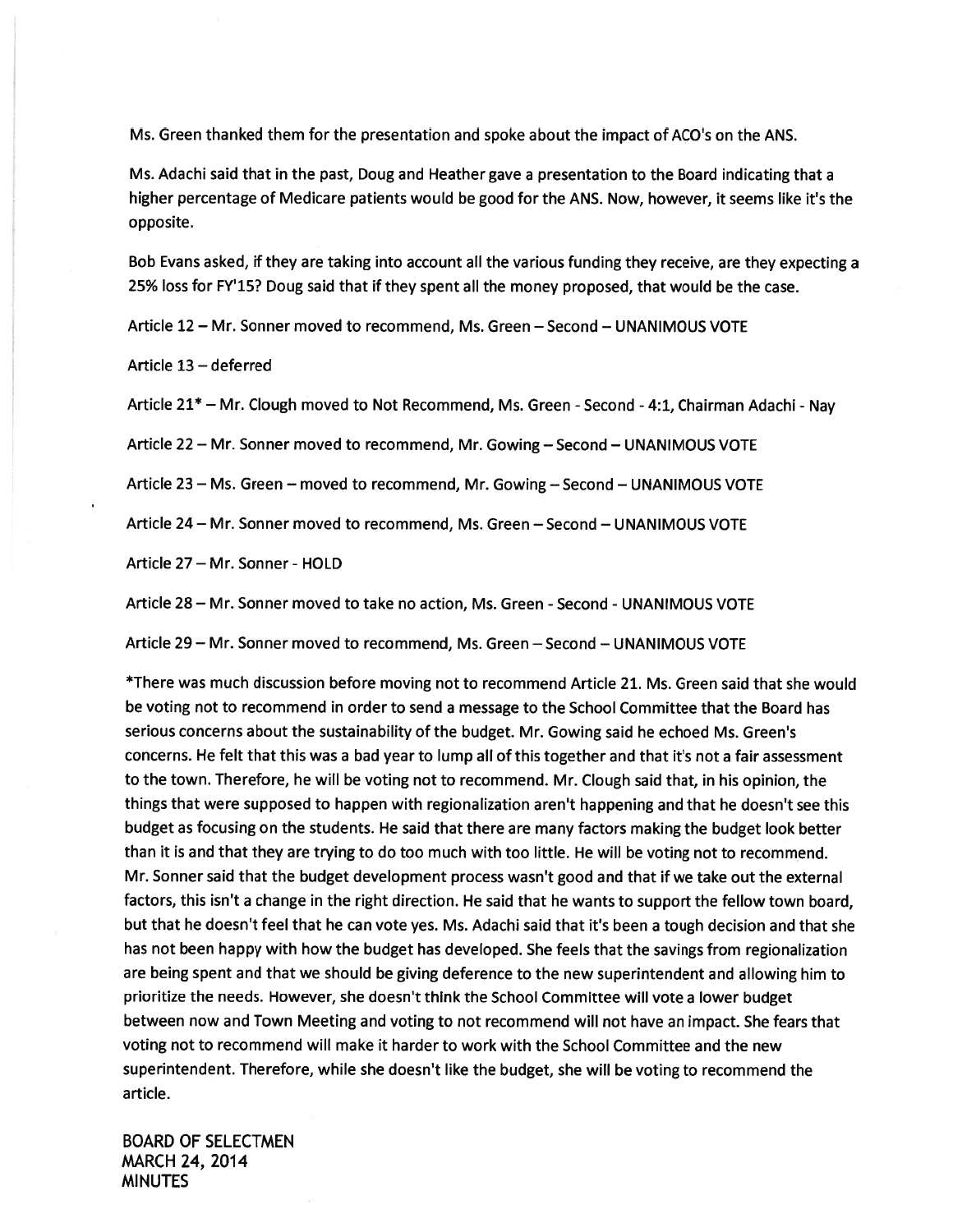Ms. Green thanked them for the presentation and spoke about the impact of ACO's on the ANS.

Ms. Adachi said that in the past, Doug and Heather gave a presentation to the Board indicating that a higher percentage of Medicare patients would be good for the ANS. Now, however, it seems like it's the opposite.

Bob Evans asked, if they are taking into account all the various funding they receive, are they expecting a 25% loss for FY'15? Doug said that if they spent all the money proposed, that would be the case.

Article 12 – Mr. Sonner moved to recommend, Ms. Green – Second – UNANIMOUS VOTE

Article 13 – deferred

Article 21* – Mr. Clough moved to Not Recommend, Ms. Green - Second - 4:1, Chairman Adachi - Nay

Article 22 – Mr. Sonner moved to recommend, Mr. Gowing – Second – UNANIMOUS VOTE

Article 23 – Ms. Green – moved to recommend, Mr. Gowing – Second – UNANIMOUS VOTE

Article 24 – Mr. Sonner moved to recommend, Ms. Green – Second – UNANIMOUS VOTE

Article 27 – Mr. Sonner - HOLD

Article 28 – Mr. Sonner moved to take no action, Ms. Green - Second - UNANIMOUS VOTE

Article 29 – Mr. Sonner moved to recommend, Ms. Green – Second – UNANIMOUS VOTE

*There was much discussion before moving not to recommend Article 21. Ms. Green said that she would be voting not to recommend in order to send a message to the School Committee that the Board has serious concerns about the sustainability of the budget. Mr. Gowing said he echoed Ms. Green's concerns. He felt that this was a bad year to lump all of this together and that it's not a fair assessment to the town. Therefore, he will be voting not to recommend. Mr. Clough said that, in his opinion, the things that were supposed to happen with regionalization aren't happening and that he doesn't see this budget as focusing on the students. He said that there are many factors making the budget look better than it is and that they are trying to do too much with too little. He will be voting not to recommend. Mr. Sonner said that the budget development process wasn't good and that if we take out the external factors, this isn't a change in the right direction. He said that he wants to support the fellow town board, but that he doesn't feel that he can vote yes. Ms. Adachi said that it's been a tough decision and that she has not been happy with how the budget has developed. She feels that the savings from regionalization are being spent and that we should be giving deference to the new superintendent and allowing him to prioritize the needs. However, she doesn't think the School Committee will vote a lower budget between now and Town Meeting and voting to not recommend will not have an impact. She fears that voting not to recommend will make it harder to work with the School Committee and the new superintendent. Therefore, while she doesn't like the budget, she will be voting to recommend the article.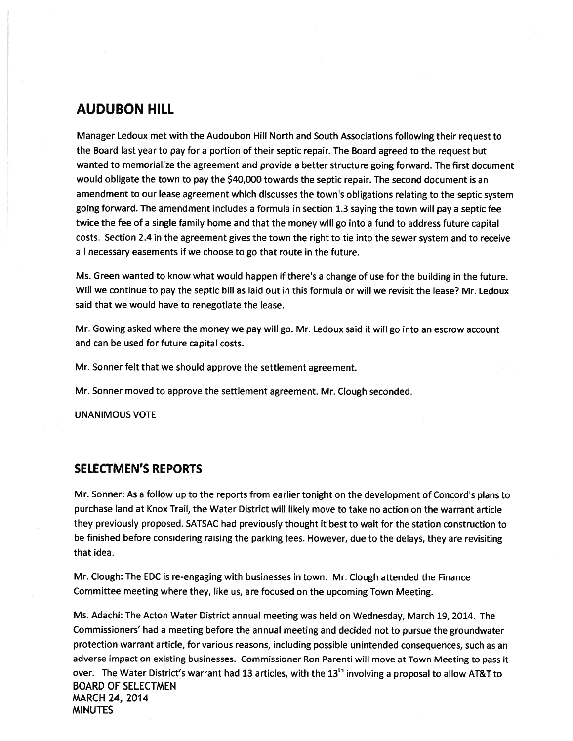## AUDUBON HILL

Manager Ledoux met with the Audoubon Hill North and South Associations following their request to the Board last year to pay for a portion of their septic repair. The Board agreed to the request but wanted to memorialize the agreement and provide a better structure going forward. The first document would obligate the town to pay the $40,000 towards the septic repair. The second document is an amendment to our lease agreement which discusses the town's obligations relating to the septic system going forward. The amendment includes a formula in section 1.3 saying the town will pay a septic fee twice the fee of a single family home and that the money will go into a fund to address future capital costs. Section 2.4 in the agreement gives the town the right to tie into the sewer system and to receive all necessary easements if we choose to go that route in the future.

Ms. Green wanted to know what would happen if there's a change of use for the building in the future. Will we continue to pay the septic bill as laid out in this formula or will we revisit the lease? Mr. Ledoux said that we would have to renegotiate the lease.

Mr. Gowing asked where the money we pay will go. Mr. Ledoux said it will go into an escrow account and can be used for future capital costs.

Mr. Sonner felt that we should approve the settlement agreement.

Mr. Sonner moved to approve the settlement agreement. Mr. Clough seconded.

UNANIMOUS VOTE

## SELECTMEN'S REPORTS

Mr. Sonner: As a follow up to the reports from earlier tonight on the development of Concord's plans to purchase land at Knox Trail, the Water District will likely move to take no action on the warrant article they previously proposed. SATSAC had previously thought it best to wait for the station construction to be finished before considering raising the parking fees. However, due to the delays, they are revisiting that idea.

Mr. Clough: The EDC is re-engaging with businesses in town. Mr. Clough attended the Finance Committee meeting where they, like us, are focused on the upcoming Town Meeting.

Ms. Adachi: The Acton Water District annual meeting was held on Wednesday, March 19, 2014. The Commissioners' had a meeting before the annual meeting and decided not to pursue the groundwater protection warrant article, for various reasons, including possible unintended consequences, such as an adverse impact on existing businesses. Commissioner Ron Parenti will move at Town Meeting to pass it over. The Water District's warrant had 13 articles, with the 13th involving a proposal to allow AT&T to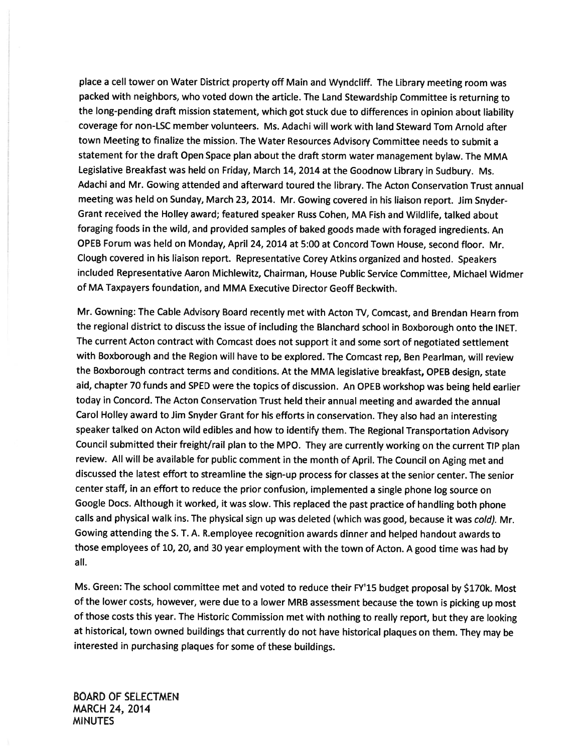place a cell tower on Water District property off Main and Wyndcliff. The Library meeting room was packed with neighbors, who voted down the article. The Land Stewardship Committee is returning to the long-pending draft mission statement, which got stuck due to differences in opinion about liability coverage for non-LSC member volunteers. Ms. Adachi will work with land Steward Tom Arnold after town Meeting to finalize the mission. The Water Resources Advisory Committee needs to submit a statement for the draft Open Space plan about the draft storm water management bylaw. The MMA Legislative Breakfast was held on Friday, March 14, 2014 at the Goodnow Library in Sudbury. Ms. Adachi and Mr. Gowing attended and afterward toured the library. The Acton Conservation Trust annual meeting was held on Sunday, March 23, 2014. Mr. Gowing covered in his liaison report. Jim Snyder-Grant received the Holley award; featured speaker Russ Cohen, MA Fish and Wildlife, talked about foraging foods in the wild, and provided samples of baked goods made with foraged ingredients. An OPEB Forum was held on Monday, April 24, 2014 at 5:00 at Concord Town House, second floor. Mr. Clough covered in his liaison report. Representative Corey Atkins organized and hosted. Speakers included Representative Aaron Michlewitz, Chairman, House Public Service Committee, Michael Widmer of MA Taxpayers foundation, and MMA Executive Director Geoff Beckwith.

Mr. Gowning: The Cable Advisory Board recently met with Acton TV, Comcast, and Brendan Hearn from the regional district to discuss the issue of including the Blanchard school in Boxborough onto the INET. The current Acton contract with Comcast does not support it and some sort of negotiated settlement with Boxborough and the Region will have to be explored. The Comcast rep, Ben Pearlman, will review the Boxborough contract terms and conditions. At the MMA legislative breakfast, OPEB design, state aid, chapter 70 funds and SPED were the topics of discussion. An OPEB workshop was being held earlier today in Concord. The Acton Conservation Trust held their annual meeting and awarded the annual Carol Holley award to Jim Snyder Grant for his efforts in conservation. They also had an interesting speaker talked on Acton wild edibles and how to identify them. The Regional Transportation Advisory Council submitted their freight/rail plan to the MPO. They are currently working on the current TIP plan review. All will be available for public comment in the month of April. The Council on Aging met and discussed the latest effort to streamline the sign-up process for classes at the senior center. The senior center staff, in an effort to reduce the prior confusion, implemented a single phone log source on Google Docs. Although it worked, it was slow. This replaced the past practice of handling both phone calls and physical walk ins. The physical sign up was deleted (which was good, because it was *cold).* Mr. Gowing attending the S. T. A. R.employee recognition awards dinner and helped handout awards to those employees of 10, 20, and 30 year employment with the town of Acton. A good time was had by all.

Ms. Green: The school committee met and voted to reduce their FY'15 budget proposal by $170k. Most of the lower costs, however, were due to a lower MRB assessment because the town is picking up most of those costs this year. The Historic Commission met with nothing to really report, but they are looking at historical, town owned buildings that currently do not have historical plaques on them. They may be interested in purchasing plaques for some of these buildings.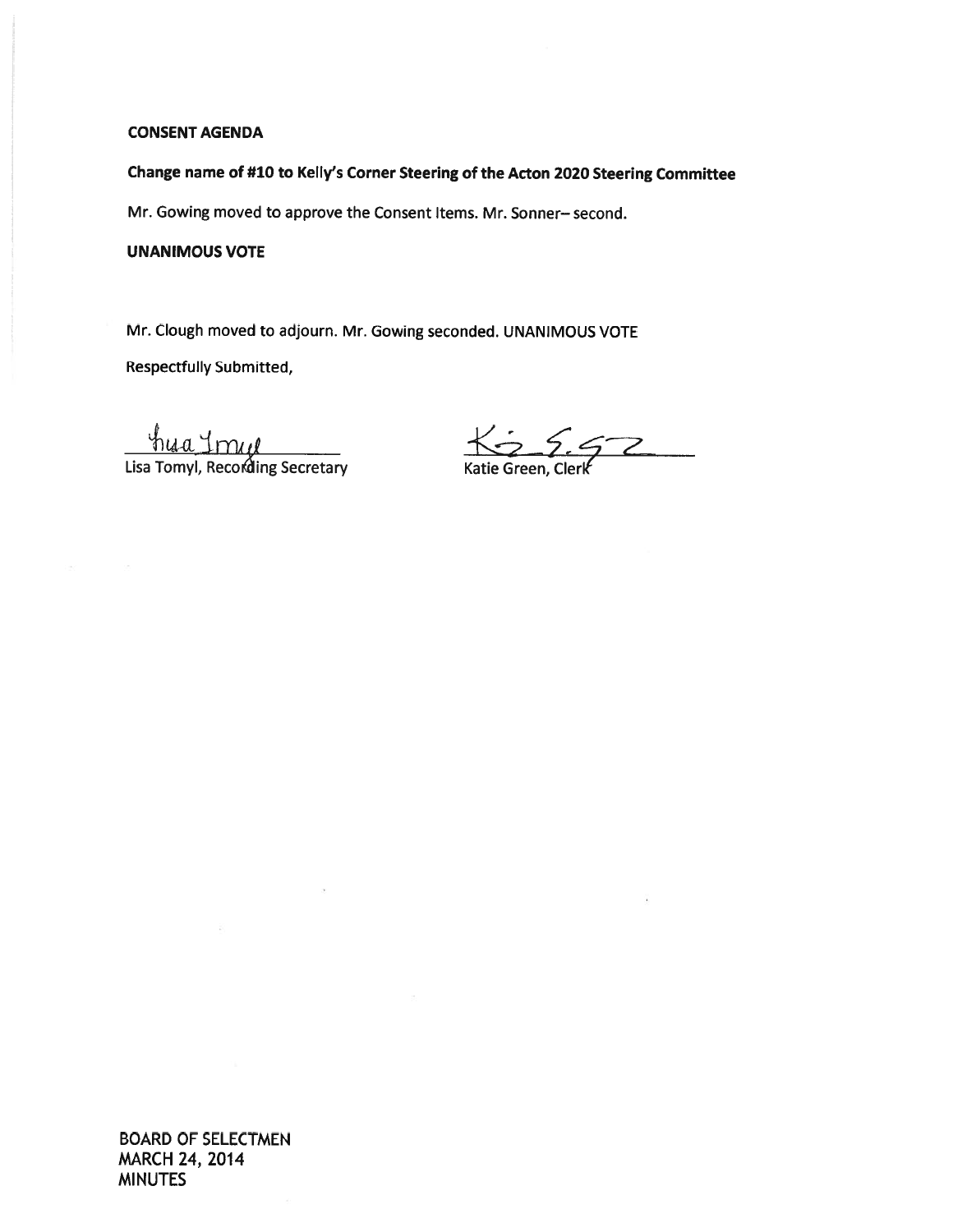**CONSENT AGENDA**

**Change name of #10 to Kelly's Corner Steering of the Acton 2020 Steering Committee**

Mr. Gowing moved to approve the Consent Items. Mr. Sonner– second.

**UNANIMOUS VOTE**

Mr. Clough moved to adjourn. Mr. Gowing seconded. UNANIMOUS VOTE

Respectfully Submitted,

Lisa Tomyl, Recording Secretary

Katie Green, Clerk

BOARD OF SELECTMEN
MARCH 24, 2014
MINUTES